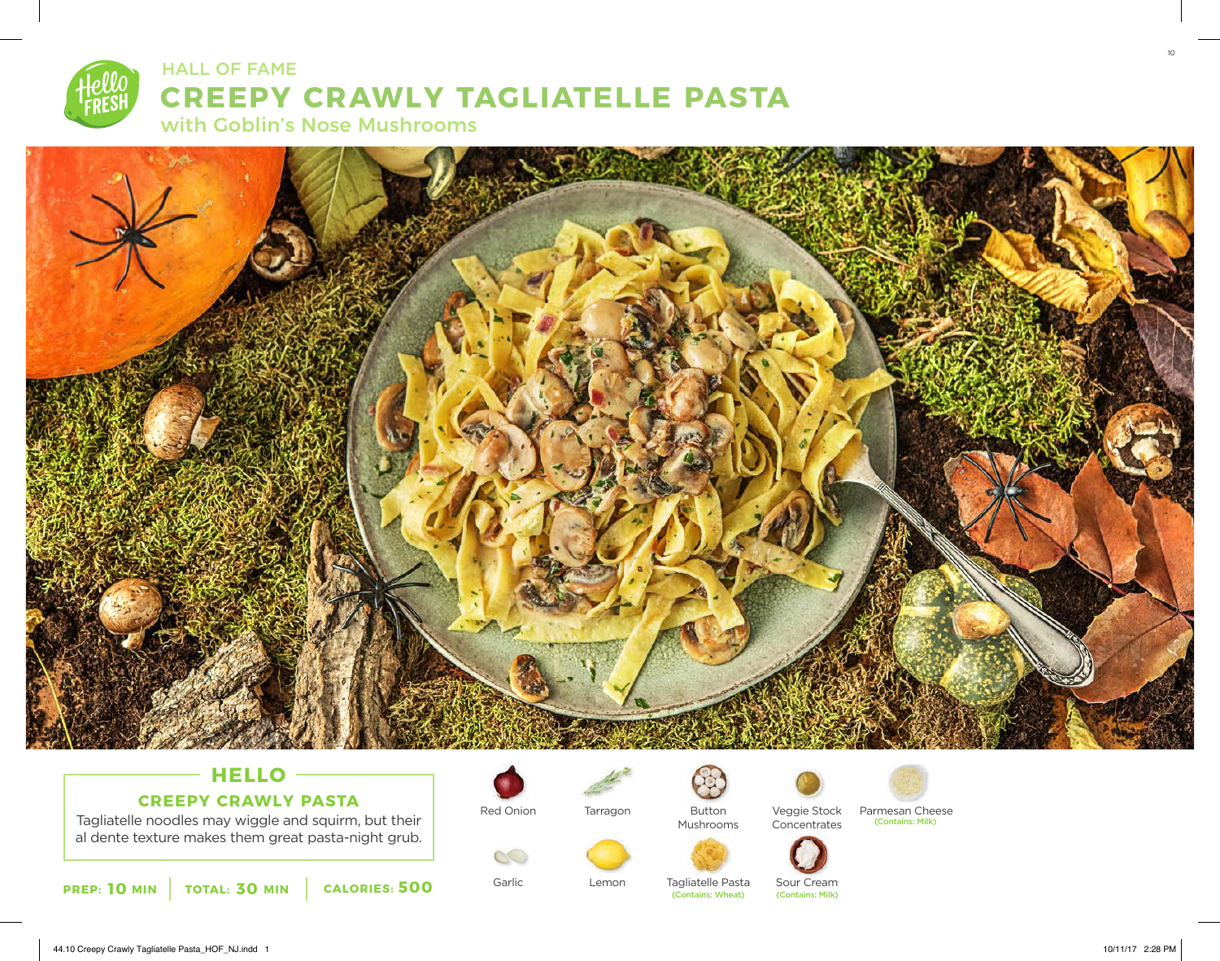HALL OF FAME

# CREEPY CRAWLY TAGLIATELLE PASTA

## with Goblin's Nose Mushrooms

### HELLO

**CREEPY CRAWLY PASTA**

Tagliatelle noodles may wiggle and squirm, but their al dente texture makes them great pasta-night grub.

**PREP: 10 MIN** | **TOTAL: 30 MIN** | **CALORIES: 500**

- Red Onion
- Tarragon
- Button Mushrooms
- Veggie Stock Concentrates
- Parmesan Cheese (Contains: Milk)
- Garlic
- Lemon
- Tagliatelle Pasta (Contains: Wheat)
- Sour Cream (Contains: Milk)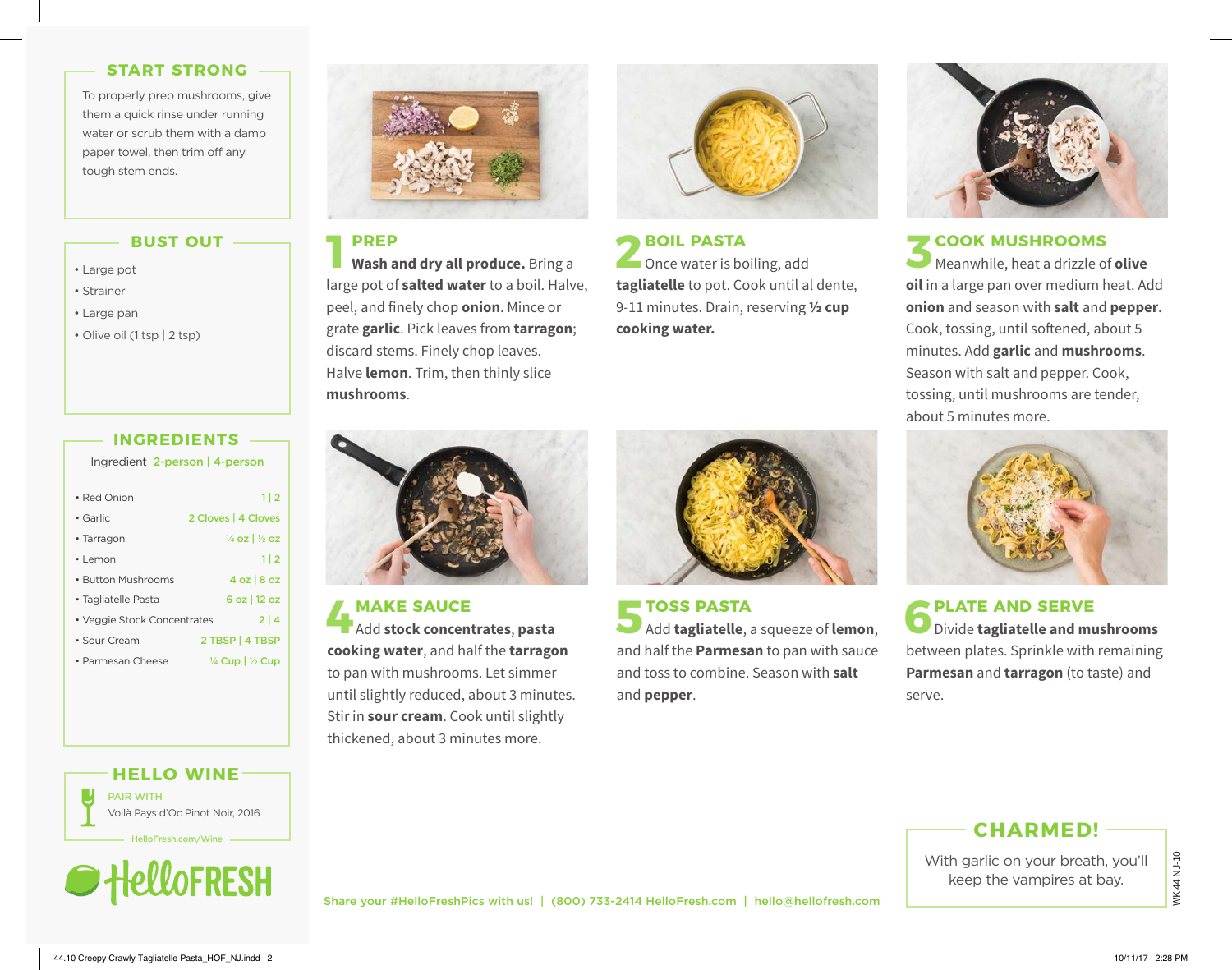## START STRONG

To properly prep mushrooms, give them a quick rinse under running water or scrub them with a damp paper towel, then trim off any tough stem ends.

## BUST OUT

- Large pot
- Strainer
- Large pan
- Olive oil (1 tsp | 2 tsp)

## INGREDIENTS

| Ingredient | 2-person \| 4-person |
|---|---|
| Red Onion | 1 \| 2 |
| Garlic | 2 Cloves \| 4 Cloves |
| Tarragon | ¼ oz \| ½ oz |
| Lemon | 1 \| 2 |
| Button Mushrooms | 4 oz \| 8 oz |
| Tagliatelle Pasta | 6 oz \| 12 oz |
| Veggie Stock Concentrates | 2 \| 4 |
| Sour Cream | 2 TBSP \| 4 TBSP |
| Parmesan Cheese | ¼ Cup \| ½ Cup |

## HELLO WINE

PAIR WITH
Voilà Pays d'Oc Pinot Noir, 2016

HelloFresh.com/Wine

HelloFRESH

## 1 PREP

**Wash and dry all produce.** Bring a large pot of **salted water** to a boil. Halve, peel, and finely chop **onion**. Mince or grate **garlic**. Pick leaves from **tarragon**; discard stems. Finely chop leaves. Halve **lemon**. Trim, then thinly slice **mushrooms**.

## 2 BOIL PASTA

Once water is boiling, add **tagliatelle** to pot. Cook until al dente, 9-11 minutes. Drain, reserving **½ cup cooking water.**

## 3 COOK MUSHROOMS

Meanwhile, heat a drizzle of **olive oil** in a large pan over medium heat. Add **onion** and season with **salt** and **pepper**. Cook, tossing, until softened, about 5 minutes. Add **garlic** and **mushrooms**. Season with salt and pepper. Cook, tossing, until mushrooms are tender, about 5 minutes more.

## 4 MAKE SAUCE

Add **stock concentrates**, **pasta cooking water**, and half the **tarragon** to pan with mushrooms. Let simmer until slightly reduced, about 3 minutes. Stir in **sour cream**. Cook until slightly thickened, about 3 minutes more.

## 5 TOSS PASTA

Add **tagliatelle**, a squeeze of **lemon**, and half the **Parmesan** to pan with sauce and toss to combine. Season with **salt** and **pepper**.

## 6 PLATE AND SERVE

Divide **tagliatelle and mushrooms** between plates. Sprinkle with remaining **Parmesan** and **tarragon** (to taste) and serve.

## CHARMED!

With garlic on your breath, you'll keep the vampires at bay.

Share your #HelloFreshPics with us! | (800) 733-2414 HelloFresh.com | hello@hellofresh.com

WK 44 NJ-10